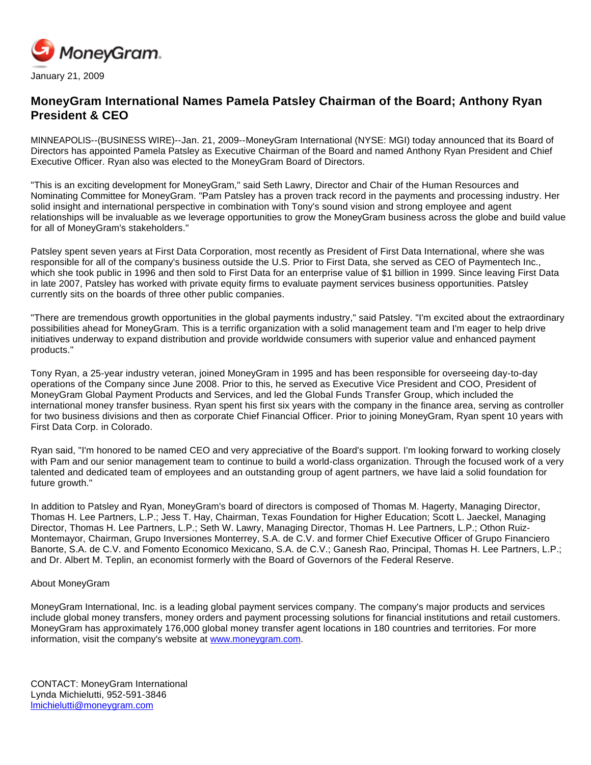January 21, 2009

# MoneyGram International Names Pamela Patsley Chairman of the Board; Anthony Ryan President & CEO

MINNEAPOLIS--(BUSINESS WIRE)--Jan. 21, 2009--MoneyGram International (NYSE: MGI) today announced that its Board of Directors has appointed Pamela Patsley as Executive Chairman of the Board and named Anthony Ryan President and Chief Executive Officer. Ryan also was elected to the MoneyGram Board of Directors.

"This is an exciting development for MoneyGram," said Seth Lawry, Director and Chair of the Human Resources and Nominating Committee for MoneyGram. "Pam Patsley has a proven track record in the payments and processing industry. Her solid insight and international perspective in combination with Tony's sound vision and strong employee and agent relationships will be invaluable as we leverage opportunities to grow the MoneyGram business across the globe and build value for all of MoneyGram's stakeholders."

Patsley spent seven years at First Data Corporation, most recently as President of First Data International, where she was responsible for all of the company's business outside the U.S. Prior to First Data, she served as CEO of Paymentech Inc., which she took public in 1996 and then sold to First Data for an enterprise value of $1 billion in 1999. Since leaving First Data in late 2007, Patsley has worked with private equity firms to evaluate payment services business opportunities. Patsley currently sits on the boards of three other public companies.

"There are tremendous growth opportunities in the global payments industry," said Patsley. "I'm excited about the extraordinary possibilities ahead for MoneyGram. This is a terrific organization with a solid management team and I'm eager to help drive initiatives underway to expand distribution and provide worldwide consumers with superior value and enhanced payment products."

Tony Ryan, a 25-year industry veteran, joined MoneyGram in 1995 and has been responsible for overseeing day-to-day operations of the Company since June 2008. Prior to this, he served as Executive Vice President and COO, President of MoneyGram Global Payment Products and Services, and led the Global Funds Transfer Group, which included the international money transfer business. Ryan spent his first six years with the company in the finance area, serving as controller for two business divisions and then as corporate Chief Financial Officer. Prior to joining MoneyGram, Ryan spent 10 years with First Data Corp. in Colorado.

Ryan said, "I'm honored to be named CEO and very appreciative of the Board's support. I'm looking forward to working closely with Pam and our senior management team to continue to build a world-class organization. Through the focused work of a very talented and dedicated team of employees and an outstanding group of agent partners, we have laid a solid foundation for future growth."

In addition to Patsley and Ryan, MoneyGram's board of directors is composed of Thomas M. Hagerty, Managing Director, Thomas H. Lee Partners, L.P.; Jess T. Hay, Chairman, Texas Foundation for Higher Education; Scott L. Jaeckel, Managing Director, Thomas H. Lee Partners, L.P.; Seth W. Lawry, Managing Director, Thomas H. Lee Partners, L.P.; Othon Ruiz-Montemayor, Chairman, Grupo Inversiones Monterrey, S.A. de C.V. and former Chief Executive Officer of Grupo Financiero Banorte, S.A. de C.V. and Fomento Economico Mexicano, S.A. de C.V.; Ganesh Rao, Principal, Thomas H. Lee Partners, L.P.; and Dr. Albert M. Teplin, an economist formerly with the Board of Governors of the Federal Reserve.

About MoneyGram

MoneyGram International, Inc. is a leading global payment services company. The company's major products and services include global money transfers, money orders and payment processing solutions for financial institutions and retail customers. MoneyGram has approximately 176,000 global money transfer agent locations in 180 countries and territories. For more information, visit the company's website at www.moneygram.com.

CONTACT: MoneyGram International
Lynda Michielutti, 952-591-3846
lmichielutti@moneygram.com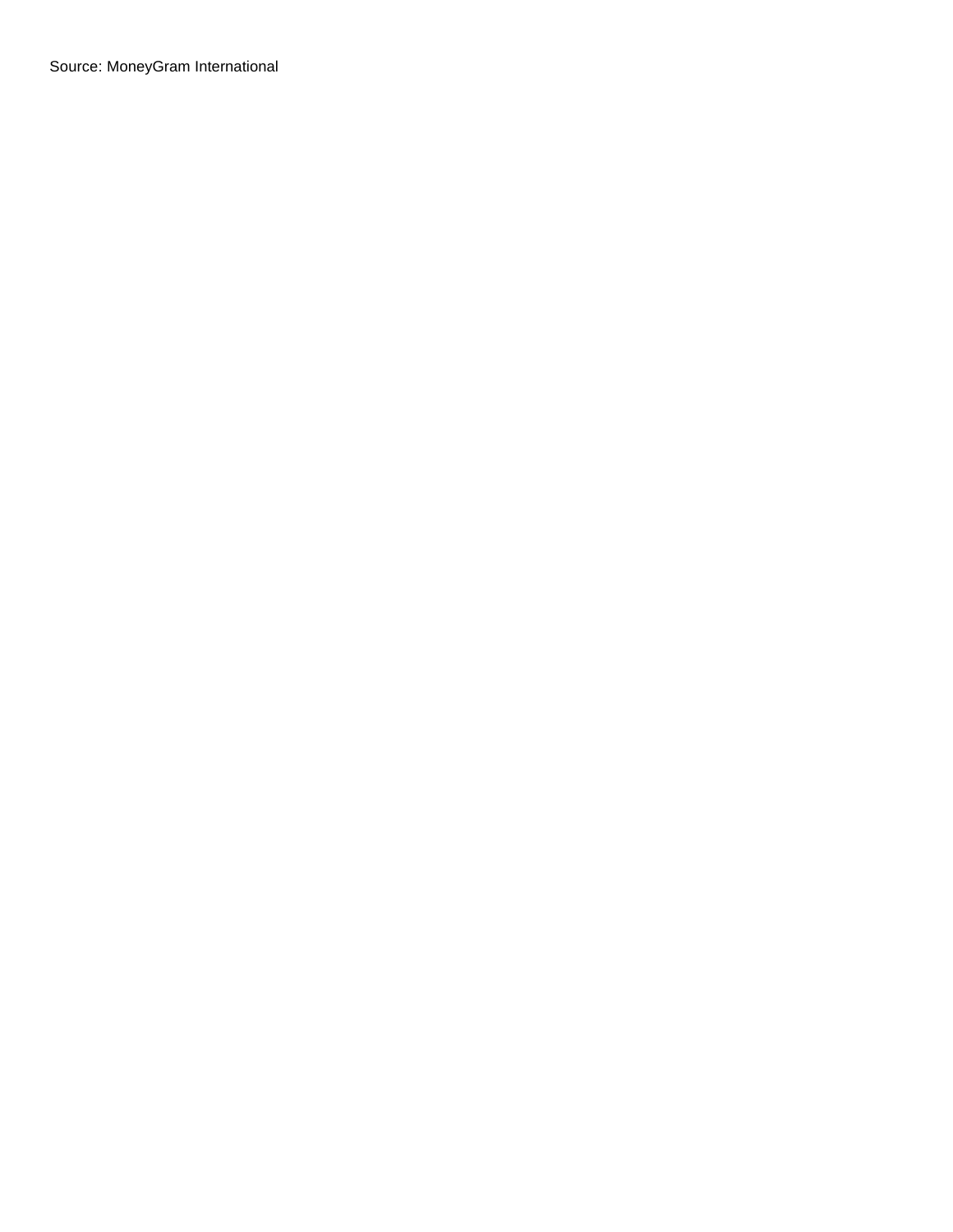Source: MoneyGram International